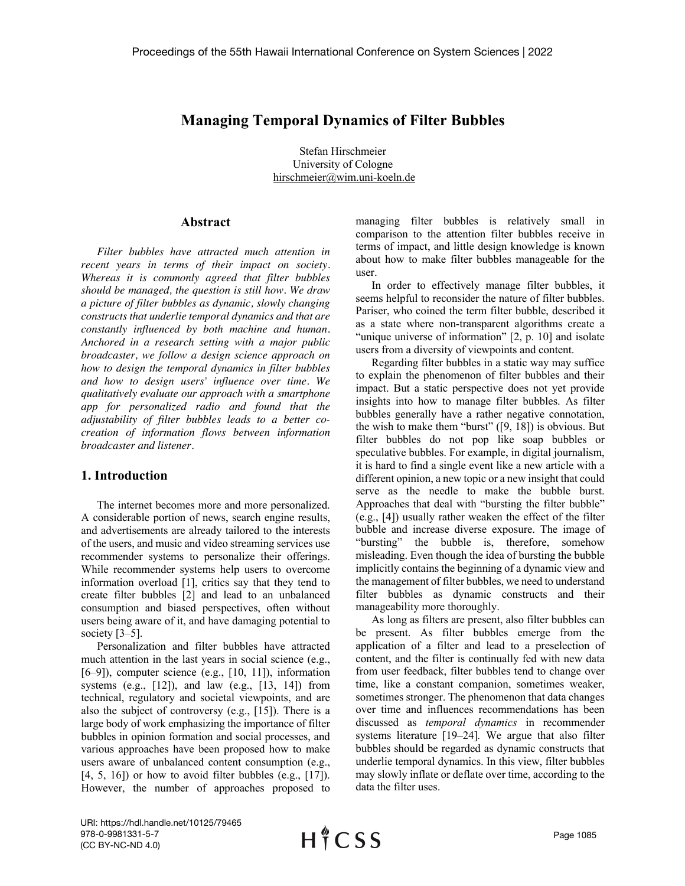# Managing Temporal Dynamics of Filter Bubbles

Stefan Hirschmeier
University of Cologne
hirschmeier@wim.uni-koeln.de

## Abstract

*Filter bubbles have attracted much attention in recent years in terms of their impact on society. Whereas it is commonly agreed that filter bubbles should be managed, the question is still how. We draw a picture of filter bubbles as dynamic, slowly changing constructs that underlie temporal dynamics and that are constantly influenced by both machine and human. Anchored in a research setting with a major public broadcaster, we follow a design science approach on how to design the temporal dynamics in filter bubbles and how to design users' influence over time. We qualitatively evaluate our approach with a smartphone app for personalized radio and found that the adjustability of filter bubbles leads to a better co-creation of information flows between information broadcaster and listener.*

## 1. Introduction

The internet becomes more and more personalized. A considerable portion of news, search engine results, and advertisements are already tailored to the interests of the users, and music and video streaming services use recommender systems to personalize their offerings. While recommender systems help users to overcome information overload [1], critics say that they tend to create filter bubbles [2] and lead to an unbalanced consumption and biased perspectives, often without users being aware of it, and have damaging potential to society [3–5].

Personalization and filter bubbles have attracted much attention in the last years in social science (e.g., [6–9]), computer science (e.g., [10, 11]), information systems (e.g., [12]), and law (e.g., [13, 14]) from technical, regulatory and societal viewpoints, and are also the subject of controversy (e.g., [15]). There is a large body of work emphasizing the importance of filter bubbles in opinion formation and social processes, and various approaches have been proposed how to make users aware of unbalanced content consumption (e.g., [4, 5, 16]) or how to avoid filter bubbles (e.g., [17]). However, the number of approaches proposed to managing filter bubbles is relatively small in comparison to the attention filter bubbles receive in terms of impact, and little design knowledge is known about how to make filter bubbles manageable for the user.

In order to effectively manage filter bubbles, it seems helpful to reconsider the nature of filter bubbles. Pariser, who coined the term filter bubble, described it as a state where non-transparent algorithms create a "unique universe of information" [2, p. 10] and isolate users from a diversity of viewpoints and content.

Regarding filter bubbles in a static way may suffice to explain the phenomenon of filter bubbles and their impact. But a static perspective does not yet provide insights into how to manage filter bubbles. As filter bubbles generally have a rather negative connotation, the wish to make them "burst" ([9, 18]) is obvious. But filter bubbles do not pop like soap bubbles or speculative bubbles. For example, in digital journalism, it is hard to find a single event like a new article with a different opinion, a new topic or a new insight that could serve as the needle to make the bubble burst. Approaches that deal with "bursting the filter bubble" (e.g., [4]) usually rather weaken the effect of the filter bubble and increase diverse exposure. The image of "bursting" the bubble is, therefore, somehow misleading. Even though the idea of bursting the bubble implicitly contains the beginning of a dynamic view and the management of filter bubbles, we need to understand filter bubbles as dynamic constructs and their manageability more thoroughly.

As long as filters are present, also filter bubbles can be present. As filter bubbles emerge from the application of a filter and lead to a preselection of content, and the filter is continually fed with new data from user feedback, filter bubbles tend to change over time, like a constant companion, sometimes weaker, sometimes stronger. The phenomenon that data changes over time and influences recommendations has been discussed as *temporal dynamics* in recommender systems literature [19–24]. We argue that also filter bubbles should be regarded as dynamic constructs that underlie temporal dynamics. In this view, filter bubbles may slowly inflate or deflate over time, according to the data the filter uses.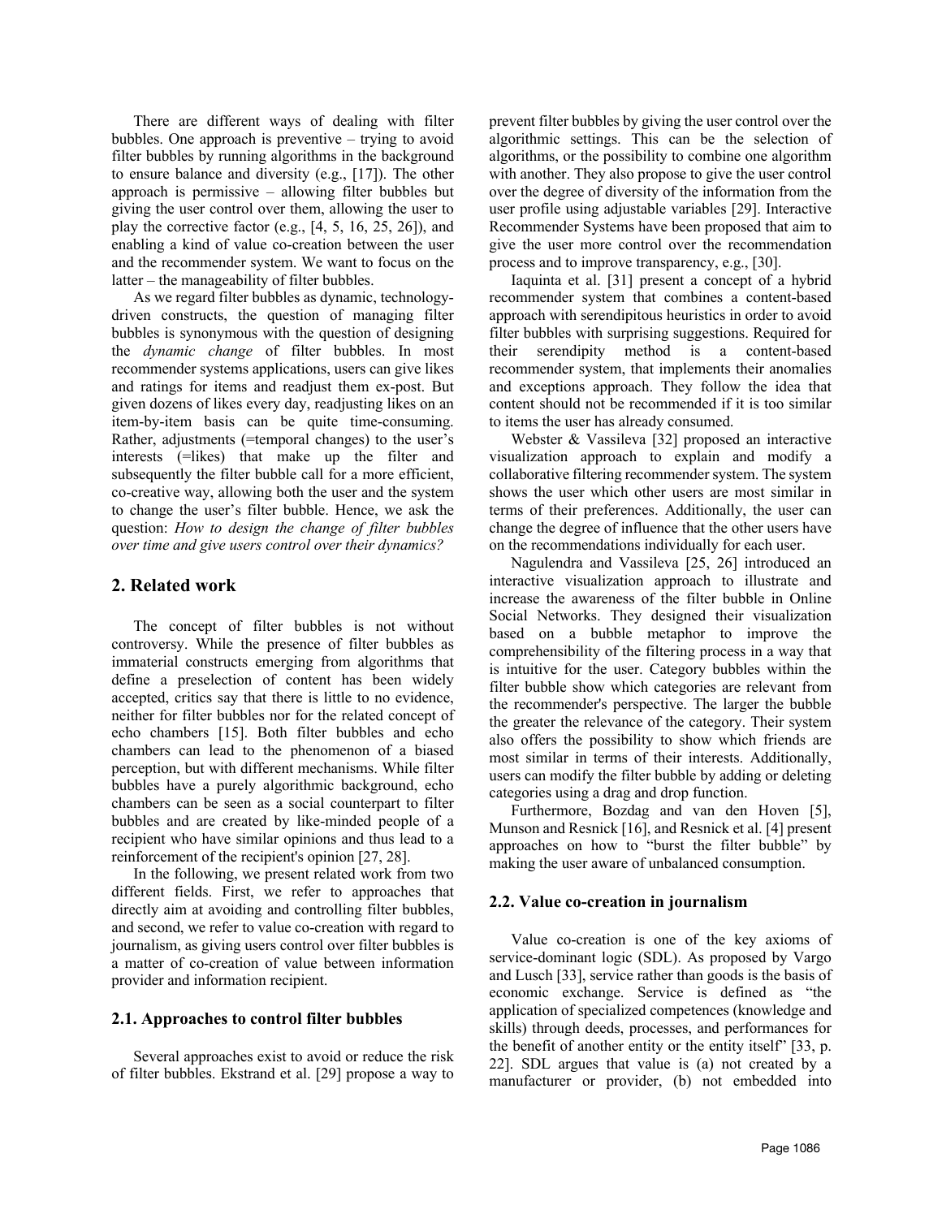There are different ways of dealing with filter bubbles. One approach is preventive – trying to avoid filter bubbles by running algorithms in the background to ensure balance and diversity (e.g., [17]). The other approach is permissive – allowing filter bubbles but giving the user control over them, allowing the user to play the corrective factor (e.g., [4, 5, 16, 25, 26]), and enabling a kind of value co-creation between the user and the recommender system. We want to focus on the latter – the manageability of filter bubbles.

As we regard filter bubbles as dynamic, technology-driven constructs, the question of managing filter bubbles is synonymous with the question of designing the *dynamic change* of filter bubbles. In most recommender systems applications, users can give likes and ratings for items and readjust them ex-post. But given dozens of likes every day, readjusting likes on an item-by-item basis can be quite time-consuming. Rather, adjustments (=temporal changes) to the user's interests (=likes) that make up the filter and subsequently the filter bubble call for a more efficient, co-creative way, allowing both the user and the system to change the user's filter bubble. Hence, we ask the question: *How to design the change of filter bubbles over time and give users control over their dynamics?*

## 2. Related work

The concept of filter bubbles is not without controversy. While the presence of filter bubbles as immaterial constructs emerging from algorithms that define a preselection of content has been widely accepted, critics say that there is little to no evidence, neither for filter bubbles nor for the related concept of echo chambers [15]. Both filter bubbles and echo chambers can lead to the phenomenon of a biased perception, but with different mechanisms. While filter bubbles have a purely algorithmic background, echo chambers can be seen as a social counterpart to filter bubbles and are created by like-minded people of a recipient who have similar opinions and thus lead to a reinforcement of the recipient's opinion [27, 28].

In the following, we present related work from two different fields. First, we refer to approaches that directly aim at avoiding and controlling filter bubbles, and second, we refer to value co-creation with regard to journalism, as giving users control over filter bubbles is a matter of co-creation of value between information provider and information recipient.

### 2.1. Approaches to control filter bubbles

Several approaches exist to avoid or reduce the risk of filter bubbles. Ekstrand et al. [29] propose a way to prevent filter bubbles by giving the user control over the algorithmic settings. This can be the selection of algorithms, or the possibility to combine one algorithm with another. They also propose to give the user control over the degree of diversity of the information from the user profile using adjustable variables [29]. Interactive Recommender Systems have been proposed that aim to give the user more control over the recommendation process and to improve transparency, e.g., [30].

Iaquinta et al. [31] present a concept of a hybrid recommender system that combines a content-based approach with serendipitous heuristics in order to avoid filter bubbles with surprising suggestions. Required for their serendipity method is a content-based recommender system, that implements their anomalies and exceptions approach. They follow the idea that content should not be recommended if it is too similar to items the user has already consumed.

Webster & Vassileva [32] proposed an interactive visualization approach to explain and modify a collaborative filtering recommender system. The system shows the user which other users are most similar in terms of their preferences. Additionally, the user can change the degree of influence that the other users have on the recommendations individually for each user.

Nagulendra and Vassileva [25, 26] introduced an interactive visualization approach to illustrate and increase the awareness of the filter bubble in Online Social Networks. They designed their visualization based on a bubble metaphor to improve the comprehensibility of the filtering process in a way that is intuitive for the user. Category bubbles within the filter bubble show which categories are relevant from the recommender's perspective. The larger the bubble the greater the relevance of the category. Their system also offers the possibility to show which friends are most similar in terms of their interests. Additionally, users can modify the filter bubble by adding or deleting categories using a drag and drop function.

Furthermore, Bozdag and van den Hoven [5], Munson and Resnick [16], and Resnick et al. [4] present approaches on how to "burst the filter bubble" by making the user aware of unbalanced consumption.

### 2.2. Value co-creation in journalism

Value co-creation is one of the key axioms of service-dominant logic (SDL). As proposed by Vargo and Lusch [33], service rather than goods is the basis of economic exchange. Service is defined as "the application of specialized competences (knowledge and skills) through deeds, processes, and performances for the benefit of another entity or the entity itself" [33, p. 22]. SDL argues that value is (a) not created by a manufacturer or provider, (b) not embedded into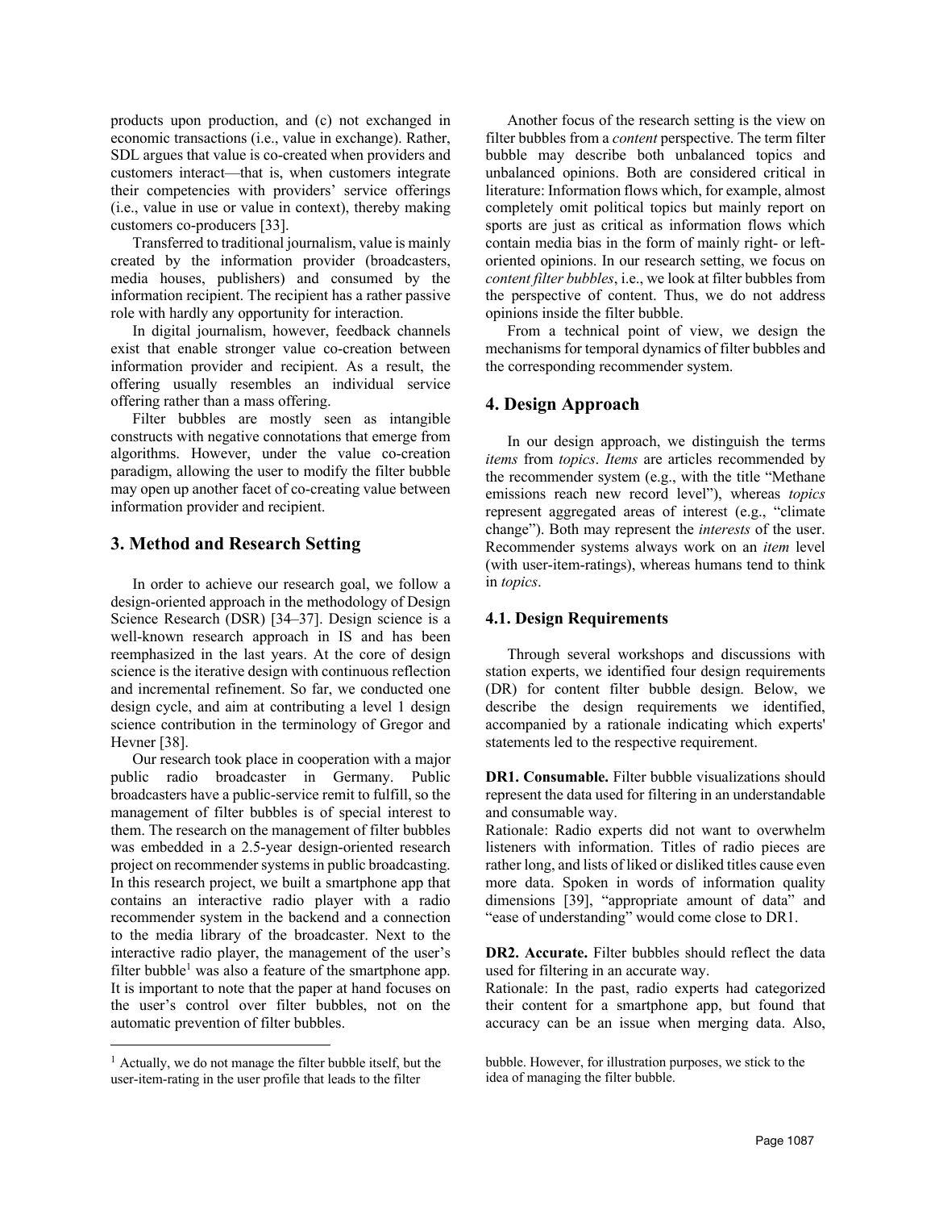products upon production, and (c) not exchanged in economic transactions (i.e., value in exchange). Rather, SDL argues that value is co-created when providers and customers interact—that is, when customers integrate their competencies with providers' service offerings (i.e., value in use or value in context), thereby making customers co-producers [33].

Transferred to traditional journalism, value is mainly created by the information provider (broadcasters, media houses, publishers) and consumed by the information recipient. The recipient has a rather passive role with hardly any opportunity for interaction.

In digital journalism, however, feedback channels exist that enable stronger value co-creation between information provider and recipient. As a result, the offering usually resembles an individual service offering rather than a mass offering.

Filter bubbles are mostly seen as intangible constructs with negative connotations that emerge from algorithms. However, under the value co-creation paradigm, allowing the user to modify the filter bubble may open up another facet of co-creating value between information provider and recipient.

## 3. Method and Research Setting

In order to achieve our research goal, we follow a design-oriented approach in the methodology of Design Science Research (DSR) [34–37]. Design science is a well-known research approach in IS and has been reemphasized in the last years. At the core of design science is the iterative design with continuous reflection and incremental refinement. So far, we conducted one design cycle, and aim at contributing a level 1 design science contribution in the terminology of Gregor and Hevner [38].

Our research took place in cooperation with a major public radio broadcaster in Germany. Public broadcasters have a public-service remit to fulfill, so the management of filter bubbles is of special interest to them. The research on the management of filter bubbles was embedded in a 2.5-year design-oriented research project on recommender systems in public broadcasting. In this research project, we built a smartphone app that contains an interactive radio player with a radio recommender system in the backend and a connection to the media library of the broadcaster. Next to the interactive radio player, the management of the user's filter bubble[1] was also a feature of the smartphone app. It is important to note that the paper at hand focuses on the user's control over filter bubbles, not on the automatic prevention of filter bubbles.

Another focus of the research setting is the view on filter bubbles from a *content* perspective. The term filter bubble may describe both unbalanced topics and unbalanced opinions. Both are considered critical in literature: Information flows which, for example, almost completely omit political topics but mainly report on sports are just as critical as information flows which contain media bias in the form of mainly right- or left-oriented opinions. In our research setting, we focus on *content filter bubbles*, i.e., we look at filter bubbles from the perspective of content. Thus, we do not address opinions inside the filter bubble.

From a technical point of view, we design the mechanisms for temporal dynamics of filter bubbles and the corresponding recommender system.

## 4. Design Approach

In our design approach, we distinguish the terms *items* from *topics*. *Items* are articles recommended by the recommender system (e.g., with the title "Methane emissions reach new record level"), whereas *topics* represent aggregated areas of interest (e.g., "climate change"). Both may represent the *interests* of the user. Recommender systems always work on an *item* level (with user-item-ratings), whereas humans tend to think in *topics*.

### 4.1. Design Requirements

Through several workshops and discussions with station experts, we identified four design requirements (DR) for content filter bubble design. Below, we describe the design requirements we identified, accompanied by a rationale indicating which experts' statements led to the respective requirement.

**DR1. Consumable.** Filter bubble visualizations should represent the data used for filtering in an understandable and consumable way.
Rationale: Radio experts did not want to overwhelm listeners with information. Titles of radio pieces are rather long, and lists of liked or disliked titles cause even more data. Spoken in words of information quality dimensions [39], "appropriate amount of data" and "ease of understanding" would come close to DR1.

**DR2. Accurate.** Filter bubbles should reflect the data used for filtering in an accurate way.
Rationale: In the past, radio experts had categorized their content for a smartphone app, but found that accuracy can be an issue when merging data. Also,

[1] Actually, we do not manage the filter bubble itself, but the user-item-rating in the user profile that leads to the filter bubble. However, for illustration purposes, we stick to the idea of managing the filter bubble.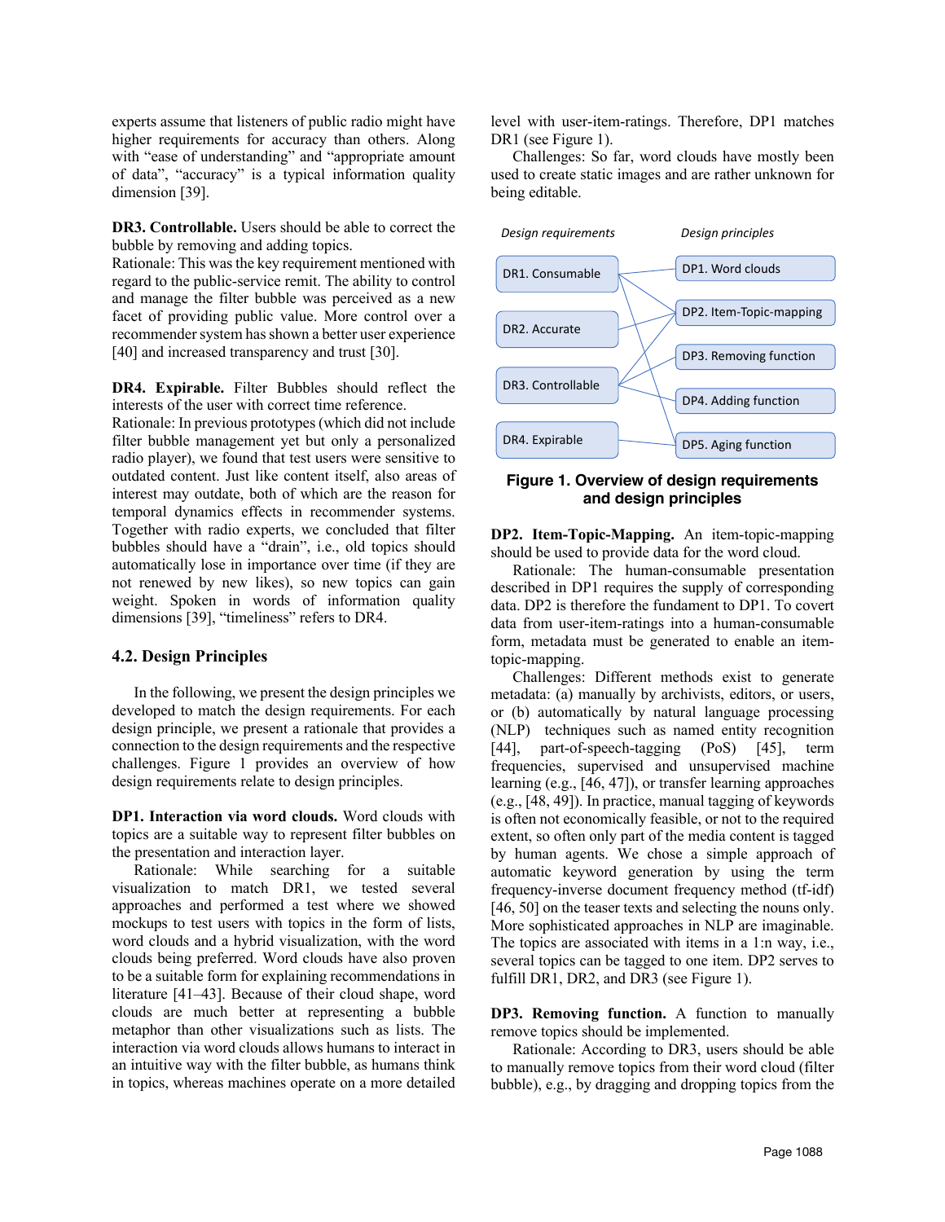experts assume that listeners of public radio might have higher requirements for accuracy than others. Along with "ease of understanding" and "appropriate amount of data", "accuracy" is a typical information quality dimension [39].

**DR3. Controllable.** Users should be able to correct the bubble by removing and adding topics.
Rationale: This was the key requirement mentioned with regard to the public-service remit. The ability to control and manage the filter bubble was perceived as a new facet of providing public value. More control over a recommender system has shown a better user experience [40] and increased transparency and trust [30].

**DR4. Expirable.** Filter Bubbles should reflect the interests of the user with correct time reference.
Rationale: In previous prototypes (which did not include filter bubble management yet but only a personalized radio player), we found that test users were sensitive to outdated content. Just like content itself, also areas of interest may outdate, both of which are the reason for temporal dynamics effects in recommender systems. Together with radio experts, we concluded that filter bubbles should have a "drain", i.e., old topics should automatically lose in importance over time (if they are not renewed by new likes), so new topics can gain weight. Spoken in words of information quality dimensions [39], "timeliness" refers to DR4.

### 4.2. Design Principles

In the following, we present the design principles we developed to match the design requirements. For each design principle, we present a rationale that provides a connection to the design requirements and the respective challenges. Figure 1 provides an overview of how design requirements relate to design principles.

**DP1. Interaction via word clouds.** Word clouds with topics are a suitable way to represent filter bubbles on the presentation and interaction layer.

Rationale: While searching for a suitable visualization to match DR1, we tested several approaches and performed a test where we showed mockups to test users with topics in the form of lists, word clouds and a hybrid visualization, with the word clouds being preferred. Word clouds have also proven to be a suitable form for explaining recommendations in literature [41–43]. Because of their cloud shape, word clouds are much better at representing a bubble metaphor than other visualizations such as lists. The interaction via word clouds allows humans to interact in an intuitive way with the filter bubble, as humans think in topics, whereas machines operate on a more detailed level with user-item-ratings. Therefore, DP1 matches DR1 (see Figure 1).

Challenges: So far, word clouds have mostly been used to create static images and are rather unknown for being editable.

| *Design requirements* | *Design principles* |
| --- | --- |
| DR1. Consumable | DP1. Word clouds |
| DR2. Accurate | DP2. Item-Topic-mapping |
| DR3. Controllable | DP3. Removing function |
| DR4. Expirable | DP4. Adding function |
| | DP5. Aging function |

**Figure 1. Overview of design requirements and design principles**

**DP2. Item-Topic-Mapping.** An item-topic-mapping should be used to provide data for the word cloud.

Rationale: The human-consumable presentation described in DP1 requires the supply of corresponding data. DP2 is therefore the fundament to DP1. To covert data from user-item-ratings into a human-consumable form, metadata must be generated to enable an item-topic-mapping.

Challenges: Different methods exist to generate metadata: (a) manually by archivists, editors, or users, or (b) automatically by natural language processing (NLP) techniques such as named entity recognition [44], part-of-speech-tagging (PoS) [45], term frequencies, supervised and unsupervised machine learning (e.g., [46, 47]), or transfer learning approaches (e.g., [48, 49]). In practice, manual tagging of keywords is often not economically feasible, or not to the required extent, so often only part of the media content is tagged by human agents. We chose a simple approach of automatic keyword generation by using the term frequency-inverse document frequency method (tf-idf) [46, 50] on the teaser texts and selecting the nouns only. More sophisticated approaches in NLP are imaginable. The topics are associated with items in a 1:n way, i.e., several topics can be tagged to one item. DP2 serves to fulfill DR1, DR2, and DR3 (see Figure 1).

**DP3. Removing function.** A function to manually remove topics should be implemented.

Rationale: According to DR3, users should be able to manually remove topics from their word cloud (filter bubble), e.g., by dragging and dropping topics from the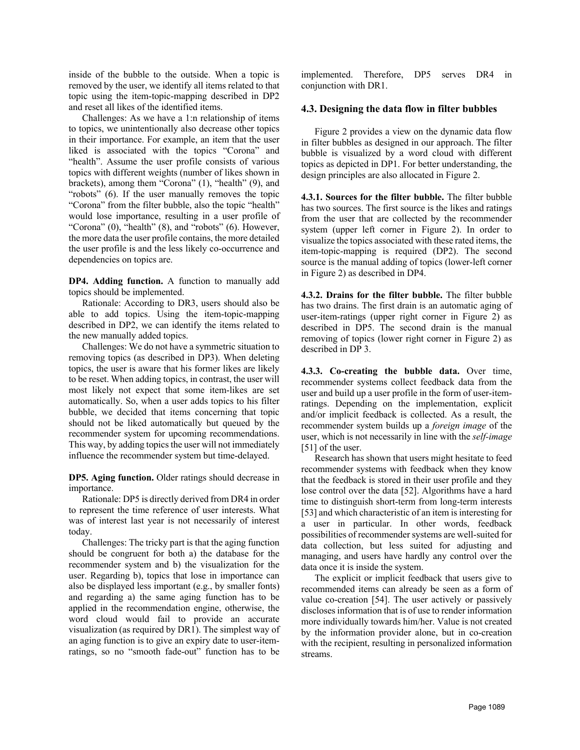inside of the bubble to the outside. When a topic is removed by the user, we identify all items related to that topic using the item-topic-mapping described in DP2 and reset all likes of the identified items.

Challenges: As we have a 1:n relationship of items to topics, we unintentionally also decrease other topics in their importance. For example, an item that the user liked is associated with the topics "Corona" and "health". Assume the user profile consists of various topics with different weights (number of likes shown in brackets), among them "Corona" (1), "health" (9), and "robots" (6). If the user manually removes the topic "Corona" from the filter bubble, also the topic "health" would lose importance, resulting in a user profile of "Corona" (0), "health" (8), and "robots" (6). However, the more data the user profile contains, the more detailed the user profile is and the less likely co-occurrence and dependencies on topics are.

**DP4. Adding function.** A function to manually add topics should be implemented.

Rationale: According to DR3, users should also be able to add topics. Using the item-topic-mapping described in DP2, we can identify the items related to the new manually added topics.

Challenges: We do not have a symmetric situation to removing topics (as described in DP3). When deleting topics, the user is aware that his former likes are likely to be reset. When adding topics, in contrast, the user will most likely not expect that some item-likes are set automatically. So, when a user adds topics to his filter bubble, we decided that items concerning that topic should not be liked automatically but queued by the recommender system for upcoming recommendations. This way, by adding topics the user will not immediately influence the recommender system but time-delayed.

**DP5. Aging function.** Older ratings should decrease in importance.

Rationale: DP5 is directly derived from DR4 in order to represent the time reference of user interests. What was of interest last year is not necessarily of interest today.

Challenges: The tricky part is that the aging function should be congruent for both a) the database for the recommender system and b) the visualization for the user. Regarding b), topics that lose in importance can also be displayed less important (e.g., by smaller fonts) and regarding a) the same aging function has to be applied in the recommendation engine, otherwise, the word cloud would fail to provide an accurate visualization (as required by DR1). The simplest way of an aging function is to give an expiry date to user-item-ratings, so no "smooth fade-out" function has to be implemented. Therefore, DP5 serves DR4 in conjunction with DR1.

### 4.3. Designing the data flow in filter bubbles

Figure 2 provides a view on the dynamic data flow in filter bubbles as designed in our approach. The filter bubble is visualized by a word cloud with different topics as depicted in DP1. For better understanding, the design principles are also allocated in Figure 2.

**4.3.1. Sources for the filter bubble.** The filter bubble has two sources. The first source is the likes and ratings from the user that are collected by the recommender system (upper left corner in Figure 2). In order to visualize the topics associated with these rated items, the item-topic-mapping is required (DP2). The second source is the manual adding of topics (lower-left corner in Figure 2) as described in DP4.

**4.3.2. Drains for the filter bubble.** The filter bubble has two drains. The first drain is an automatic aging of user-item-ratings (upper right corner in Figure 2) as described in DP5. The second drain is the manual removing of topics (lower right corner in Figure 2) as described in DP 3.

**4.3.3. Co-creating the bubble data.** Over time, recommender systems collect feedback data from the user and build up a user profile in the form of user-item-ratings. Depending on the implementation, explicit and/or implicit feedback is collected. As a result, the recommender system builds up a *foreign image* of the user, which is not necessarily in line with the *self-image* [51] of the user.

Research has shown that users might hesitate to feed recommender systems with feedback when they know that the feedback is stored in their user profile and they lose control over the data [52]. Algorithms have a hard time to distinguish short-term from long-term interests [53] and which characteristic of an item is interesting for a user in particular. In other words, feedback possibilities of recommender systems are well-suited for data collection, but less suited for adjusting and managing, and users have hardly any control over the data once it is inside the system.

The explicit or implicit feedback that users give to recommended items can already be seen as a form of value co-creation [54]. The user actively or passively discloses information that is of use to render information more individually towards him/her. Value is not created by the information provider alone, but in co-creation with the recipient, resulting in personalized information streams.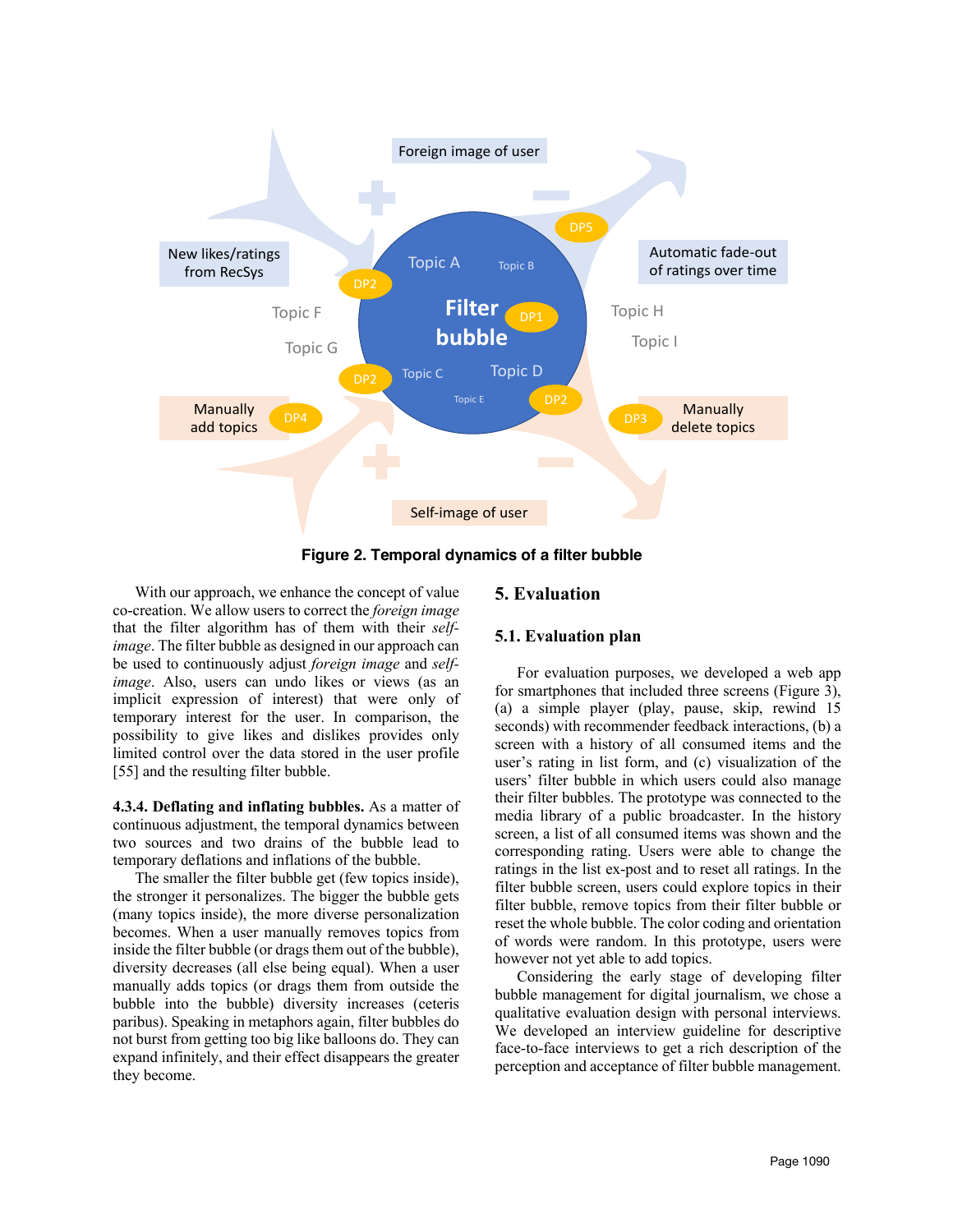Figure 2. Temporal dynamics of a filter bubble

With our approach, we enhance the concept of value co-creation. We allow users to correct the *foreign image* that the filter algorithm has of them with their *self-image*. The filter bubble as designed in our approach can be used to continuously adjust *foreign image* and *self-image*. Also, users can undo likes or views (as an implicit expression of interest) that were only of temporary interest for the user. In comparison, the possibility to give likes and dislikes provides only limited control over the data stored in the user profile [55] and the resulting filter bubble.

**4.3.4. Deflating and inflating bubbles.** As a matter of continuous adjustment, the temporal dynamics between two sources and two drains of the bubble lead to temporary deflations and inflations of the bubble.

The smaller the filter bubble get (few topics inside), the stronger it personalizes. The bigger the bubble gets (many topics inside), the more diverse personalization becomes. When a user manually removes topics from inside the filter bubble (or drags them out of the bubble), diversity decreases (all else being equal). When a user manually adds topics (or drags them from outside the bubble into the bubble) diversity increases (ceteris paribus). Speaking in metaphors again, filter bubbles do not burst from getting too big like balloons do. They can expand infinitely, and their effect disappears the greater they become.

## 5. Evaluation

### 5.1. Evaluation plan

For evaluation purposes, we developed a web app for smartphones that included three screens (Figure 3), (a) a simple player (play, pause, skip, rewind 15 seconds) with recommender feedback interactions, (b) a screen with a history of all consumed items and the user's rating in list form, and (c) visualization of the users' filter bubble in which users could also manage their filter bubbles. The prototype was connected to the media library of a public broadcaster. In the history screen, a list of all consumed items was shown and the corresponding rating. Users were able to change the ratings in the list ex-post and to reset all ratings. In the filter bubble screen, users could explore topics in their filter bubble, remove topics from their filter bubble or reset the whole bubble. The color coding and orientation of words were random. In this prototype, users were however not yet able to add topics.

Considering the early stage of developing filter bubble management for digital journalism, we chose a qualitative evaluation design with personal interviews. We developed an interview guideline for descriptive face-to-face interviews to get a rich description of the perception and acceptance of filter bubble management.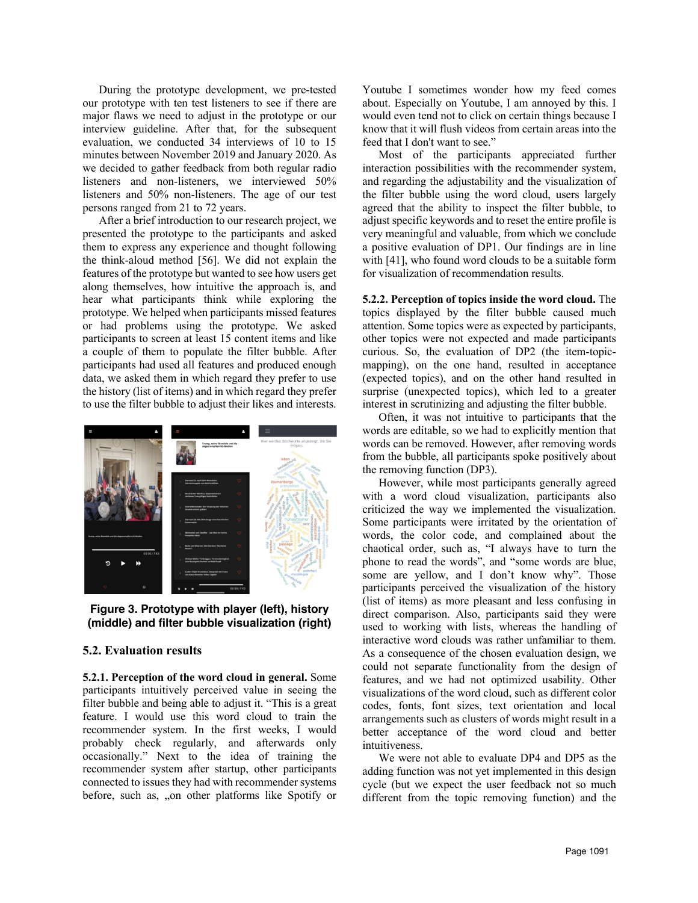During the prototype development, we pre-tested our prototype with ten test listeners to see if there are major flaws we need to adjust in the prototype or our interview guideline. After that, for the subsequent evaluation, we conducted 34 interviews of 10 to 15 minutes between November 2019 and January 2020. As we decided to gather feedback from both regular radio listeners and non-listeners, we interviewed 50% listeners and 50% non-listeners. The age of our test persons ranged from 21 to 72 years.

After a brief introduction to our research project, we presented the prototype to the participants and asked them to express any experience and thought following the think-aloud method [56]. We did not explain the features of the prototype but wanted to see how users get along themselves, how intuitive the approach is, and hear what participants think while exploring the prototype. We helped when participants missed features or had problems using the prototype. We asked participants to screen at least 15 content items and like a couple of them to populate the filter bubble. After participants had used all features and produced enough data, we asked them in which regard they prefer to use the history (list of items) and in which regard they prefer to use the filter bubble to adjust their likes and interests.

**Figure 3. Prototype with player (left), history (middle) and filter bubble visualization (right)**

## 5.2. Evaluation results

**5.2.1. Perception of the word cloud in general.** Some participants intuitively perceived value in seeing the filter bubble and being able to adjust it. "This is a great feature. I would use this word cloud to train the recommender system. In the first weeks, I would probably check regularly, and afterwards only occasionally." Next to the idea of training the recommender system after startup, other participants connected to issues they had with recommender systems before, such as, „on other platforms like Spotify or Youtube I sometimes wonder how my feed comes about. Especially on Youtube, I am annoyed by this. I would even tend not to click on certain things because I know that it will flush videos from certain areas into the feed that I don't want to see."

Most of the participants appreciated further interaction possibilities with the recommender system, and regarding the adjustability and the visualization of the filter bubble using the word cloud, users largely agreed that the ability to inspect the filter bubble, to adjust specific keywords and to reset the entire profile is very meaningful and valuable, from which we conclude a positive evaluation of DP1. Our findings are in line with [41], who found word clouds to be a suitable form for visualization of recommendation results.

**5.2.2. Perception of topics inside the word cloud.** The topics displayed by the filter bubble caused much attention. Some topics were as expected by participants, other topics were not expected and made participants curious. So, the evaluation of DP2 (the item-topic-mapping), on the one hand, resulted in acceptance (expected topics), and on the other hand resulted in surprise (unexpected topics), which led to a greater interest in scrutinizing and adjusting the filter bubble.

Often, it was not intuitive to participants that the words are editable, so we had to explicitly mention that words can be removed. However, after removing words from the bubble, all participants spoke positively about the removing function (DP3).

However, while most participants generally agreed with a word cloud visualization, participants also criticized the way we implemented the visualization. Some participants were irritated by the orientation of words, the color code, and complained about the chaotical order, such as, "I always have to turn the phone to read the words", and "some words are blue, some are yellow, and I don't know why". Those participants perceived the visualization of the history (list of items) as more pleasant and less confusing in direct comparison. Also, participants said they were used to working with lists, whereas the handling of interactive word clouds was rather unfamiliar to them. As a consequence of the chosen evaluation design, we could not separate functionality from the design of features, and we had not optimized usability. Other visualizations of the word cloud, such as different color codes, fonts, font sizes, text orientation and local arrangements such as clusters of words might result in a better acceptance of the word cloud and better intuitiveness.

We were not able to evaluate DP4 and DP5 as the adding function was not yet implemented in this design cycle (but we expect the user feedback not so much different from the topic removing function) and the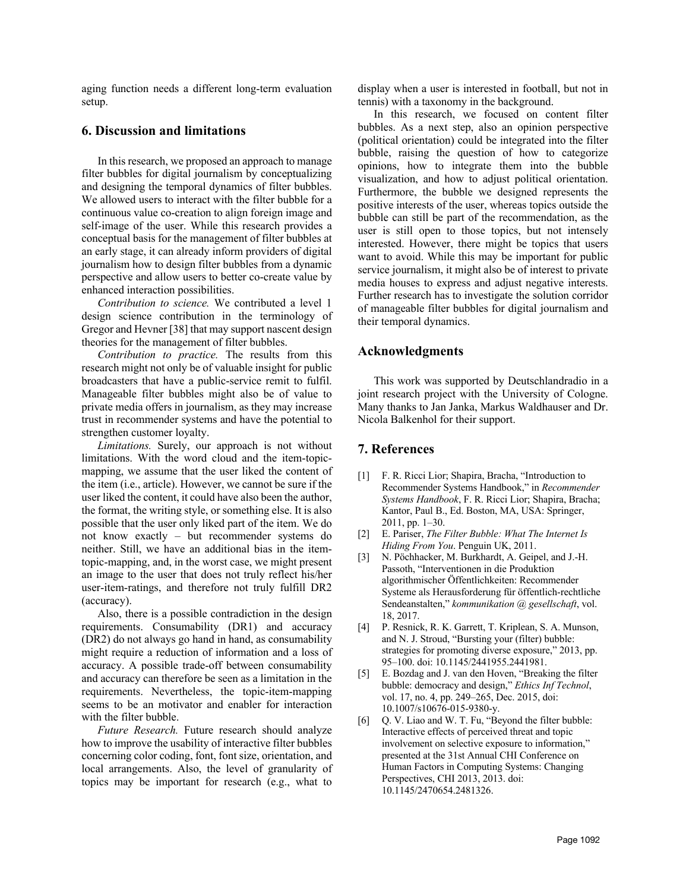aging function needs a different long-term evaluation setup.

## 6. Discussion and limitations

In this research, we proposed an approach to manage filter bubbles for digital journalism by conceptualizing and designing the temporal dynamics of filter bubbles. We allowed users to interact with the filter bubble for a continuous value co-creation to align foreign image and self-image of the user. While this research provides a conceptual basis for the management of filter bubbles at an early stage, it can already inform providers of digital journalism how to design filter bubbles from a dynamic perspective and allow users to better co-create value by enhanced interaction possibilities.

*Contribution to science.* We contributed a level 1 design science contribution in the terminology of Gregor and Hevner [38] that may support nascent design theories for the management of filter bubbles.

*Contribution to practice.* The results from this research might not only be of valuable insight for public broadcasters that have a public-service remit to fulfil. Manageable filter bubbles might also be of value to private media offers in journalism, as they may increase trust in recommender systems and have the potential to strengthen customer loyalty.

*Limitations.* Surely, our approach is not without limitations. With the word cloud and the item-topic-mapping, we assume that the user liked the content of the item (i.e., article). However, we cannot be sure if the user liked the content, it could have also been the author, the format, the writing style, or something else. It is also possible that the user only liked part of the item. We do not know exactly – but recommender systems do neither. Still, we have an additional bias in the item-topic-mapping, and, in the worst case, we might present an image to the user that does not truly reflect his/her user-item-ratings, and therefore not truly fulfill DR2 (accuracy).

Also, there is a possible contradiction in the design requirements. Consumability (DR1) and accuracy (DR2) do not always go hand in hand, as consumability might require a reduction of information and a loss of accuracy. A possible trade-off between consumability and accuracy can therefore be seen as a limitation in the requirements. Nevertheless, the topic-item-mapping seems to be an motivator and enabler for interaction with the filter bubble.

*Future Research.* Future research should analyze how to improve the usability of interactive filter bubbles concerning color coding, font, font size, orientation, and local arrangements. Also, the level of granularity of topics may be important for research (e.g., what to display when a user is interested in football, but not in tennis) with a taxonomy in the background.

In this research, we focused on content filter bubbles. As a next step, also an opinion perspective (political orientation) could be integrated into the filter bubble, raising the question of how to categorize opinions, how to integrate them into the bubble visualization, and how to adjust political orientation. Furthermore, the bubble we designed represents the positive interests of the user, whereas topics outside the bubble can still be part of the recommendation, as the user is still open to those topics, but not intensely interested. However, there might be topics that users want to avoid. While this may be important for public service journalism, it might also be of interest to private media houses to express and adjust negative interests. Further research has to investigate the solution corridor of manageable filter bubbles for digital journalism and their temporal dynamics.

## Acknowledgments

This work was supported by Deutschlandradio in a joint research project with the University of Cologne. Many thanks to Jan Janka, Markus Waldhauser and Dr. Nicola Balkenhol for their support.

## 7. References

[1] F. R. Ricci Lior; Shapira, Bracha, "Introduction to Recommender Systems Handbook," in *Recommender Systems Handbook*, F. R. Ricci Lior; Shapira, Bracha; Kantor, Paul B., Ed. Boston, MA, USA: Springer, 2011, pp. 1–30.

[2] E. Pariser, *The Filter Bubble: What The Internet Is Hiding From You*. Penguin UK, 2011.

[3] N. Pöchhacker, M. Burkhardt, A. Geipel, and J.-H. Passoth, "Interventionen in die Produktion algorithmischer Öffentlichkeiten: Recommender Systeme als Herausforderung für öffentlich-rechtliche Sendeanstalten," *kommunikation @ gesellschaft*, vol. 18, 2017.

[4] P. Resnick, R. K. Garrett, T. Kriplean, S. A. Munson, and N. J. Stroud, "Bursting your (filter) bubble: strategies for promoting diverse exposure," 2013, pp. 95–100. doi: 10.1145/2441955.2441981.

[5] E. Bozdag and J. van den Hoven, "Breaking the filter bubble: democracy and design," *Ethics Inf Technol*, vol. 17, no. 4, pp. 249–265, Dec. 2015, doi: 10.1007/s10676-015-9380-y.

[6] Q. V. Liao and W. T. Fu, "Beyond the filter bubble: Interactive effects of perceived threat and topic involvement on selective exposure to information," presented at the 31st Annual CHI Conference on Human Factors in Computing Systems: Changing Perspectives, CHI 2013, 2013. doi: 10.1145/2470654.2481326.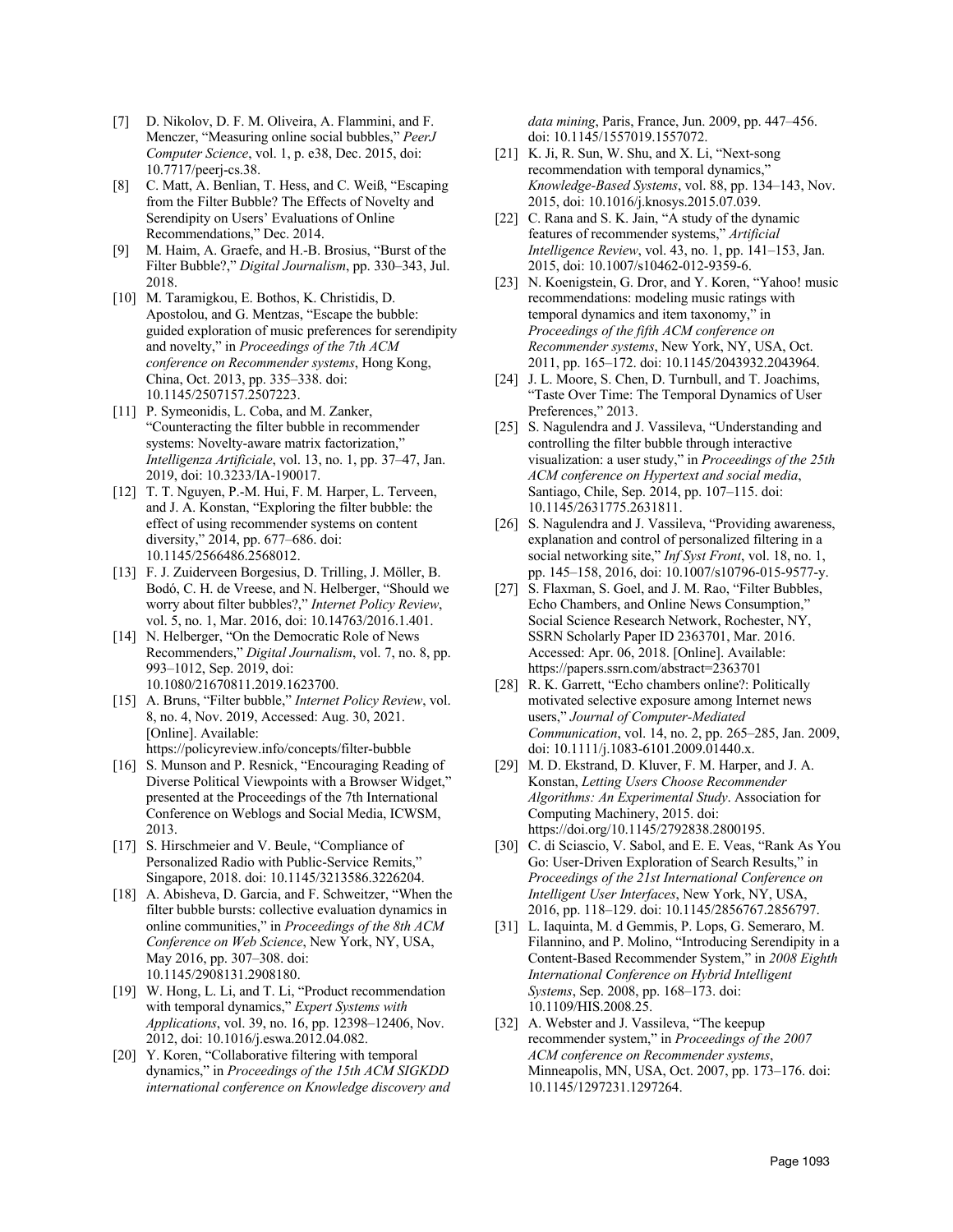[7] D. Nikolov, D. F. M. Oliveira, A. Flammini, and F. Menczer, "Measuring online social bubbles," *PeerJ Computer Science*, vol. 1, p. e38, Dec. 2015, doi: 10.7717/peerj-cs.38.

[8] C. Matt, A. Benlian, T. Hess, and C. Weiß, "Escaping from the Filter Bubble? The Effects of Novelty and Serendipity on Users' Evaluations of Online Recommendations," Dec. 2014.

[9] M. Haim, A. Graefe, and H.-B. Brosius, "Burst of the Filter Bubble?," *Digital Journalism*, pp. 330–343, Jul. 2018.

[10] M. Taramigkou, E. Bothos, K. Christidis, D. Apostolou, and G. Mentzas, "Escape the bubble: guided exploration of music preferences for serendipity and novelty," in *Proceedings of the 7th ACM conference on Recommender systems*, Hong Kong, China, Oct. 2013, pp. 335–338. doi: 10.1145/2507157.2507223.

[11] P. Symeonidis, L. Coba, and M. Zanker, "Counteracting the filter bubble in recommender systems: Novelty-aware matrix factorization," *Intelligenza Artificiale*, vol. 13, no. 1, pp. 37–47, Jan. 2019, doi: 10.3233/IA-190017.

[12] T. T. Nguyen, P.-M. Hui, F. M. Harper, L. Terveen, and J. A. Konstan, "Exploring the filter bubble: the effect of using recommender systems on content diversity," 2014, pp. 677–686. doi: 10.1145/2566486.2568012.

[13] F. J. Zuiderveen Borgesius, D. Trilling, J. Möller, B. Bodó, C. H. de Vreese, and N. Helberger, "Should we worry about filter bubbles?," *Internet Policy Review*, vol. 5, no. 1, Mar. 2016, doi: 10.14763/2016.1.401.

[14] N. Helberger, "On the Democratic Role of News Recommenders," *Digital Journalism*, vol. 7, no. 8, pp. 993–1012, Sep. 2019, doi: 10.1080/21670811.2019.1623700.

[15] A. Bruns, "Filter bubble," *Internet Policy Review*, vol. 8, no. 4, Nov. 2019, Accessed: Aug. 30, 2021. [Online]. Available: https://policyreview.info/concepts/filter-bubble

[16] S. Munson and P. Resnick, "Encouraging Reading of Diverse Political Viewpoints with a Browser Widget," presented at the Proceedings of the 7th International Conference on Weblogs and Social Media, ICWSM, 2013.

[17] S. Hirschmeier and V. Beule, "Compliance of Personalized Radio with Public-Service Remits," Singapore, 2018. doi: 10.1145/3213586.3226204.

[18] A. Abisheva, D. Garcia, and F. Schweitzer, "When the filter bubble bursts: collective evaluation dynamics in online communities," in *Proceedings of the 8th ACM Conference on Web Science*, New York, NY, USA, May 2016, pp. 307–308. doi: 10.1145/2908131.2908180.

[19] W. Hong, L. Li, and T. Li, "Product recommendation with temporal dynamics," *Expert Systems with Applications*, vol. 39, no. 16, pp. 12398–12406, Nov. 2012, doi: 10.1016/j.eswa.2012.04.082.

[20] Y. Koren, "Collaborative filtering with temporal dynamics," in *Proceedings of the 15th ACM SIGKDD international conference on Knowledge discovery and data mining*, Paris, France, Jun. 2009, pp. 447–456. doi: 10.1145/1557019.1557072.

[21] K. Ji, R. Sun, W. Shu, and X. Li, "Next-song recommendation with temporal dynamics," *Knowledge-Based Systems*, vol. 88, pp. 134–143, Nov. 2015, doi: 10.1016/j.knosys.2015.07.039.

[22] C. Rana and S. K. Jain, "A study of the dynamic features of recommender systems," *Artificial Intelligence Review*, vol. 43, no. 1, pp. 141–153, Jan. 2015, doi: 10.1007/s10462-012-9359-6.

[23] N. Koenigstein, G. Dror, and Y. Koren, "Yahoo! music recommendations: modeling music ratings with temporal dynamics and item taxonomy," in *Proceedings of the fifth ACM conference on Recommender systems*, New York, NY, USA, Oct. 2011, pp. 165–172. doi: 10.1145/2043932.2043964.

[24] J. L. Moore, S. Chen, D. Turnbull, and T. Joachims, "Taste Over Time: The Temporal Dynamics of User Preferences," 2013.

[25] S. Nagulendra and J. Vassileva, "Understanding and controlling the filter bubble through interactive visualization: a user study," in *Proceedings of the 25th ACM conference on Hypertext and social media*, Santiago, Chile, Sep. 2014, pp. 107–115. doi: 10.1145/2631775.2631811.

[26] S. Nagulendra and J. Vassileva, "Providing awareness, explanation and control of personalized filtering in a social networking site," *Inf Syst Front*, vol. 18, no. 1, pp. 145–158, 2016, doi: 10.1007/s10796-015-9577-y.

[27] S. Flaxman, S. Goel, and J. M. Rao, "Filter Bubbles, Echo Chambers, and Online News Consumption," Social Science Research Network, Rochester, NY, SSRN Scholarly Paper ID 2363701, Mar. 2016. Accessed: Apr. 06, 2018. [Online]. Available: https://papers.ssrn.com/abstract=2363701

[28] R. K. Garrett, "Echo chambers online?: Politically motivated selective exposure among Internet news users," *Journal of Computer-Mediated Communication*, vol. 14, no. 2, pp. 265–285, Jan. 2009, doi: 10.1111/j.1083-6101.2009.01440.x.

[29] M. D. Ekstrand, D. Kluver, F. M. Harper, and J. A. Konstan, *Letting Users Choose Recommender Algorithms: An Experimental Study*. Association for Computing Machinery, 2015. doi: https://doi.org/10.1145/2792838.2800195.

[30] C. di Sciascio, V. Sabol, and E. E. Veas, "Rank As You Go: User-Driven Exploration of Search Results," in *Proceedings of the 21st International Conference on Intelligent User Interfaces*, New York, NY, USA, 2016, pp. 118–129. doi: 10.1145/2856767.2856797.

[31] L. Iaquinta, M. d Gemmis, P. Lops, G. Semeraro, M. Filannino, and P. Molino, "Introducing Serendipity in a Content-Based Recommender System," in *2008 Eighth International Conference on Hybrid Intelligent Systems*, Sep. 2008, pp. 168–173. doi: 10.1109/HIS.2008.25.

[32] A. Webster and J. Vassileva, "The keepup recommender system," in *Proceedings of the 2007 ACM conference on Recommender systems*, Minneapolis, MN, USA, Oct. 2007, pp. 173–176. doi: 10.1145/1297231.1297264.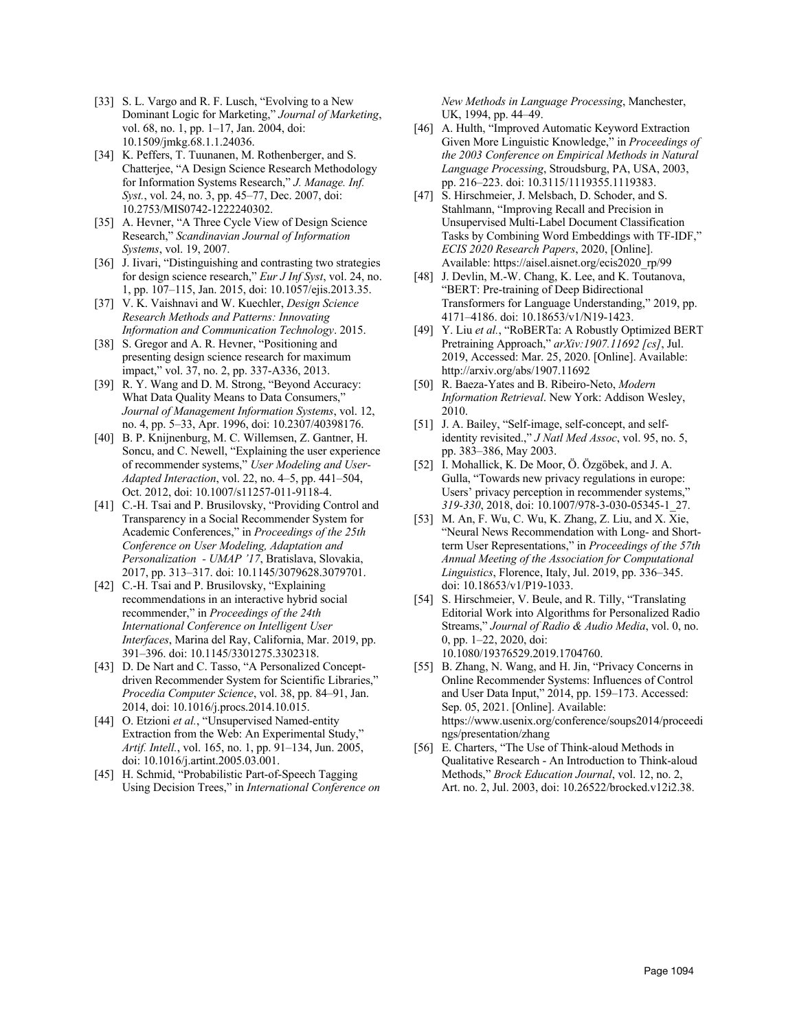[33] S. L. Vargo and R. F. Lusch, "Evolving to a New Dominant Logic for Marketing," *Journal of Marketing*, vol. 68, no. 1, pp. 1–17, Jan. 2004, doi: 10.1509/jmkg.68.1.1.24036.

[34] K. Peffers, T. Tuunanen, M. Rothenberger, and S. Chatterjee, "A Design Science Research Methodology for Information Systems Research," *J. Manage. Inf. Syst.*, vol. 24, no. 3, pp. 45–77, Dec. 2007, doi: 10.2753/MIS0742-1222240302.

[35] A. Hevner, "A Three Cycle View of Design Science Research," *Scandinavian Journal of Information Systems*, vol. 19, 2007.

[36] J. Iivari, "Distinguishing and contrasting two strategies for design science research," *Eur J Inf Syst*, vol. 24, no. 1, pp. 107–115, Jan. 2015, doi: 10.1057/ejis.2013.35.

[37] V. K. Vaishnavi and W. Kuechler, *Design Science Research Methods and Patterns: Innovating Information and Communication Technology*. 2015.

[38] S. Gregor and A. R. Hevner, "Positioning and presenting design science research for maximum impact," vol. 37, no. 2, pp. 337-A336, 2013.

[39] R. Y. Wang and D. M. Strong, "Beyond Accuracy: What Data Quality Means to Data Consumers," *Journal of Management Information Systems*, vol. 12, no. 4, pp. 5–33, Apr. 1996, doi: 10.2307/40398176.

[40] B. P. Knijnenburg, M. C. Willemsen, Z. Gantner, H. Soncu, and C. Newell, "Explaining the user experience of recommender systems," *User Modeling and User-Adapted Interaction*, vol. 22, no. 4–5, pp. 441–504, Oct. 2012, doi: 10.1007/s11257-011-9118-4.

[41] C.-H. Tsai and P. Brusilovsky, "Providing Control and Transparency in a Social Recommender System for Academic Conferences," in *Proceedings of the 25th Conference on User Modeling, Adaptation and Personalization - UMAP '17*, Bratislava, Slovakia, 2017, pp. 313–317. doi: 10.1145/3079628.3079701.

[42] C.-H. Tsai and P. Brusilovsky, "Explaining recommendations in an interactive hybrid social recommender," in *Proceedings of the 24th International Conference on Intelligent User Interfaces*, Marina del Ray, California, Mar. 2019, pp. 391–396. doi: 10.1145/3301275.3302318.

[43] D. De Nart and C. Tasso, "A Personalized Concept-driven Recommender System for Scientific Libraries," *Procedia Computer Science*, vol. 38, pp. 84–91, Jan. 2014, doi: 10.1016/j.procs.2014.10.015.

[44] O. Etzioni *et al.*, "Unsupervised Named-entity Extraction from the Web: An Experimental Study," *Artif. Intell.*, vol. 165, no. 1, pp. 91–134, Jun. 2005, doi: 10.1016/j.artint.2005.03.001.

[45] H. Schmid, "Probabilistic Part-of-Speech Tagging Using Decision Trees," in *International Conference on New Methods in Language Processing*, Manchester, UK, 1994, pp. 44–49.

[46] A. Hulth, "Improved Automatic Keyword Extraction Given More Linguistic Knowledge," in *Proceedings of the 2003 Conference on Empirical Methods in Natural Language Processing*, Stroudsburg, PA, USA, 2003, pp. 216–223. doi: 10.3115/1119355.1119383.

[47] S. Hirschmeier, J. Melsbach, D. Schoder, and S. Stahlmann, "Improving Recall and Precision in Unsupervised Multi-Label Document Classification Tasks by Combining Word Embeddings with TF-IDF," *ECIS 2020 Research Papers*, 2020, [Online]. Available: https://aisel.aisnet.org/ecis2020_rp/99

[48] J. Devlin, M.-W. Chang, K. Lee, and K. Toutanova, "BERT: Pre-training of Deep Bidirectional Transformers for Language Understanding," 2019, pp. 4171–4186. doi: 10.18653/v1/N19-1423.

[49] Y. Liu *et al.*, "RoBERTa: A Robustly Optimized BERT Pretraining Approach," *arXiv:1907.11692 [cs]*, Jul. 2019, Accessed: Mar. 25, 2020. [Online]. Available: http://arxiv.org/abs/1907.11692

[50] R. Baeza-Yates and B. Ribeiro-Neto, *Modern Information Retrieval*. New York: Addison Wesley, 2010.

[51] J. A. Bailey, "Self-image, self-concept, and self-identity revisited.," *J Natl Med Assoc*, vol. 95, no. 5, pp. 383–386, May 2003.

[52] I. Mohallick, K. De Moor, Ö. Özgöbek, and J. A. Gulla, "Towards new privacy regulations in europe: Users' privacy perception in recommender systems," *319-330*, 2018, doi: 10.1007/978-3-030-05345-1_27.

[53] M. An, F. Wu, C. Wu, K. Zhang, Z. Liu, and X. Xie, "Neural News Recommendation with Long- and Short-term User Representations," in *Proceedings of the 57th Annual Meeting of the Association for Computational Linguistics*, Florence, Italy, Jul. 2019, pp. 336–345. doi: 10.18653/v1/P19-1033.

[54] S. Hirschmeier, V. Beule, and R. Tilly, "Translating Editorial Work into Algorithms for Personalized Radio Streams," *Journal of Radio & Audio Media*, vol. 0, no. 0, pp. 1–22, 2020, doi: 10.1080/19376529.2019.1704760.

[55] B. Zhang, N. Wang, and H. Jin, "Privacy Concerns in Online Recommender Systems: Influences of Control and User Data Input," 2014, pp. 159–173. Accessed: Sep. 05, 2021. [Online]. Available: https://www.usenix.org/conference/soups2014/proceedings/presentation/zhang

[56] E. Charters, "The Use of Think-aloud Methods in Qualitative Research - An Introduction to Think-aloud Methods," *Brock Education Journal*, vol. 12, no. 2, Art. no. 2, Jul. 2003, doi: 10.26522/brocked.v12i2.38.